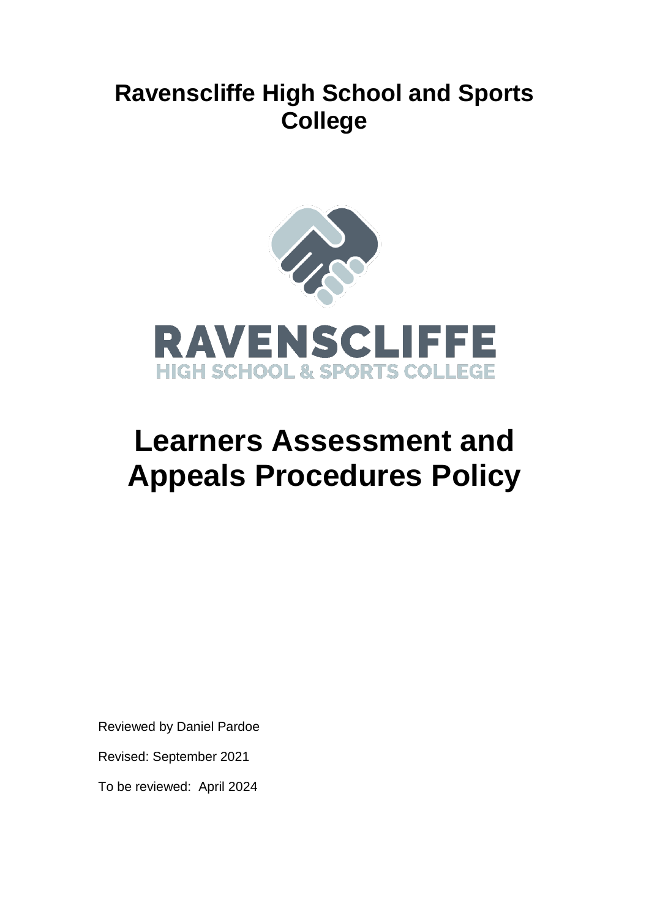# Ravenscliffe High School and Sports College

# Learners Assessment and Appeals Procedures Policy

Reviewed by Daniel Pardoe

Revised: September 2021

To be reviewed: April 2024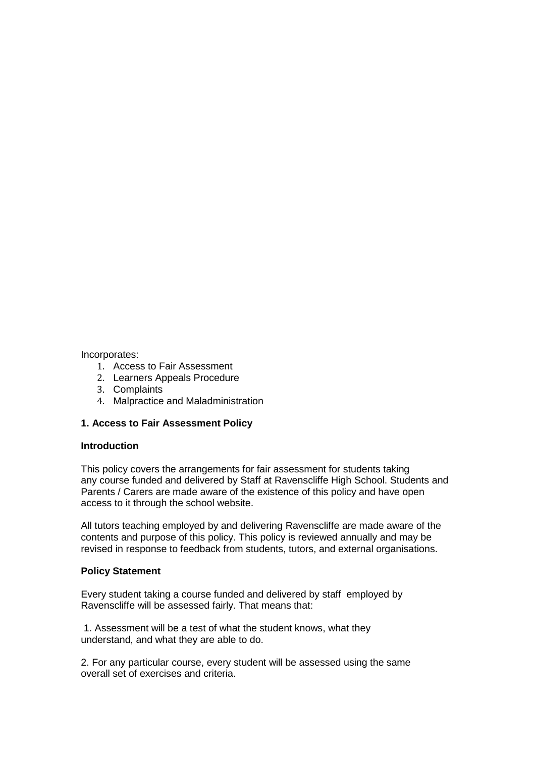Incorporates:

1. Access to Fair Assessment
2. Learners Appeals Procedure
3. Complaints
4. Malpractice and Maladministration

**1. Access to Fair Assessment Policy**

**Introduction**

This policy covers the arrangements for fair assessment for students taking any course funded and delivered by Staff at Ravenscliffe High School. Students and Parents / Carers are made aware of the existence of this policy and have open access to it through the school website.

All tutors teaching employed by and delivering Ravenscliffe are made aware of the contents and purpose of this policy. This policy is reviewed annually and may be revised in response to feedback from students, tutors, and external organisations.

**Policy Statement**

Every student taking a course funded and delivered by staff employed by Ravenscliffe will be assessed fairly. That means that:

1. Assessment will be a test of what the student knows, what they understand, and what they are able to do.

2. For any particular course, every student will be assessed using the same overall set of exercises and criteria.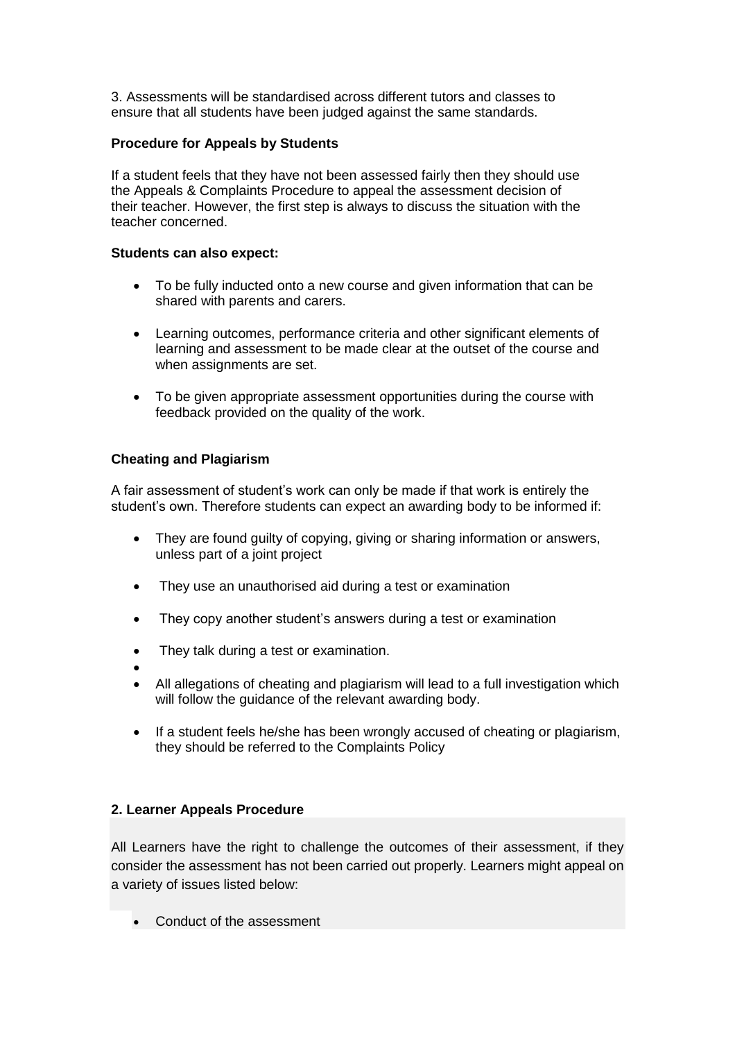3. Assessments will be standardised across different tutors and classes to ensure that all students have been judged against the same standards.

**Procedure for Appeals by Students**

If a student feels that they have not been assessed fairly then they should use the Appeals & Complaints Procedure to appeal the assessment decision of their teacher. However, the first step is always to discuss the situation with the teacher concerned.

**Students can also expect:**

- To be fully inducted onto a new course and given information that can be shared with parents and carers.
- Learning outcomes, performance criteria and other significant elements of learning and assessment to be made clear at the outset of the course and when assignments are set.
- To be given appropriate assessment opportunities during the course with feedback provided on the quality of the work.

**Cheating and Plagiarism**

A fair assessment of student's work can only be made if that work is entirely the student's own. Therefore students can expect an awarding body to be informed if:

- They are found guilty of copying, giving or sharing information or answers, unless part of a joint project
- They use an unauthorised aid during a test or examination
- They copy another student's answers during a test or examination
- They talk during a test or examination.
- All allegations of cheating and plagiarism will lead to a full investigation which will follow the guidance of the relevant awarding body.
- If a student feels he/she has been wrongly accused of cheating or plagiarism, they should be referred to the Complaints Policy

**2. Learner Appeals Procedure**

All Learners have the right to challenge the outcomes of their assessment, if they consider the assessment has not been carried out properly. Learners might appeal on a variety of issues listed below:

- Conduct of the assessment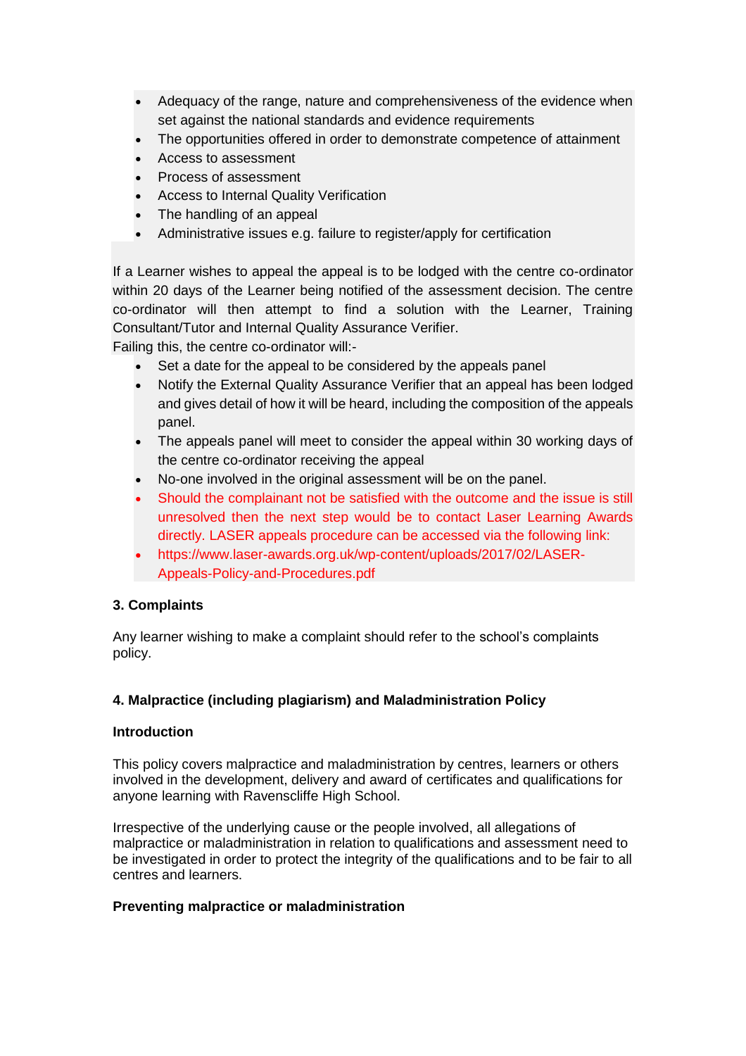- Adequacy of the range, nature and comprehensiveness of the evidence when set against the national standards and evidence requirements
- The opportunities offered in order to demonstrate competence of attainment
- Access to assessment
- Process of assessment
- Access to Internal Quality Verification
- The handling of an appeal
- Administrative issues e.g. failure to register/apply for certification

If a Learner wishes to appeal the appeal is to be lodged with the centre co-ordinator within 20 days of the Learner being notified of the assessment decision. The centre co-ordinator will then attempt to find a solution with the Learner, Training Consultant/Tutor and Internal Quality Assurance Verifier.
Failing this, the centre co-ordinator will:-

- Set a date for the appeal to be considered by the appeals panel
- Notify the External Quality Assurance Verifier that an appeal has been lodged and gives detail of how it will be heard, including the composition of the appeals panel.
- The appeals panel will meet to consider the appeal within 30 working days of the centre co-ordinator receiving the appeal
- No-one involved in the original assessment will be on the panel.
- Should the complainant not be satisfied with the outcome and the issue is still unresolved then the next step would be to contact Laser Learning Awards directly. LASER appeals procedure can be accessed via the following link:
- https://www.laser-awards.org.uk/wp-content/uploads/2017/02/LASER-Appeals-Policy-and-Procedures.pdf

**3. Complaints**

Any learner wishing to make a complaint should refer to the school's complaints policy.

**4. Malpractice (including plagiarism) and Maladministration Policy**

**Introduction**

This policy covers malpractice and maladministration by centres, learners or others involved in the development, delivery and award of certificates and qualifications for anyone learning with Ravenscliffe High School.

Irrespective of the underlying cause or the people involved, all allegations of malpractice or maladministration in relation to qualifications and assessment need to be investigated in order to protect the integrity of the qualifications and to be fair to all centres and learners.

**Preventing malpractice or maladministration**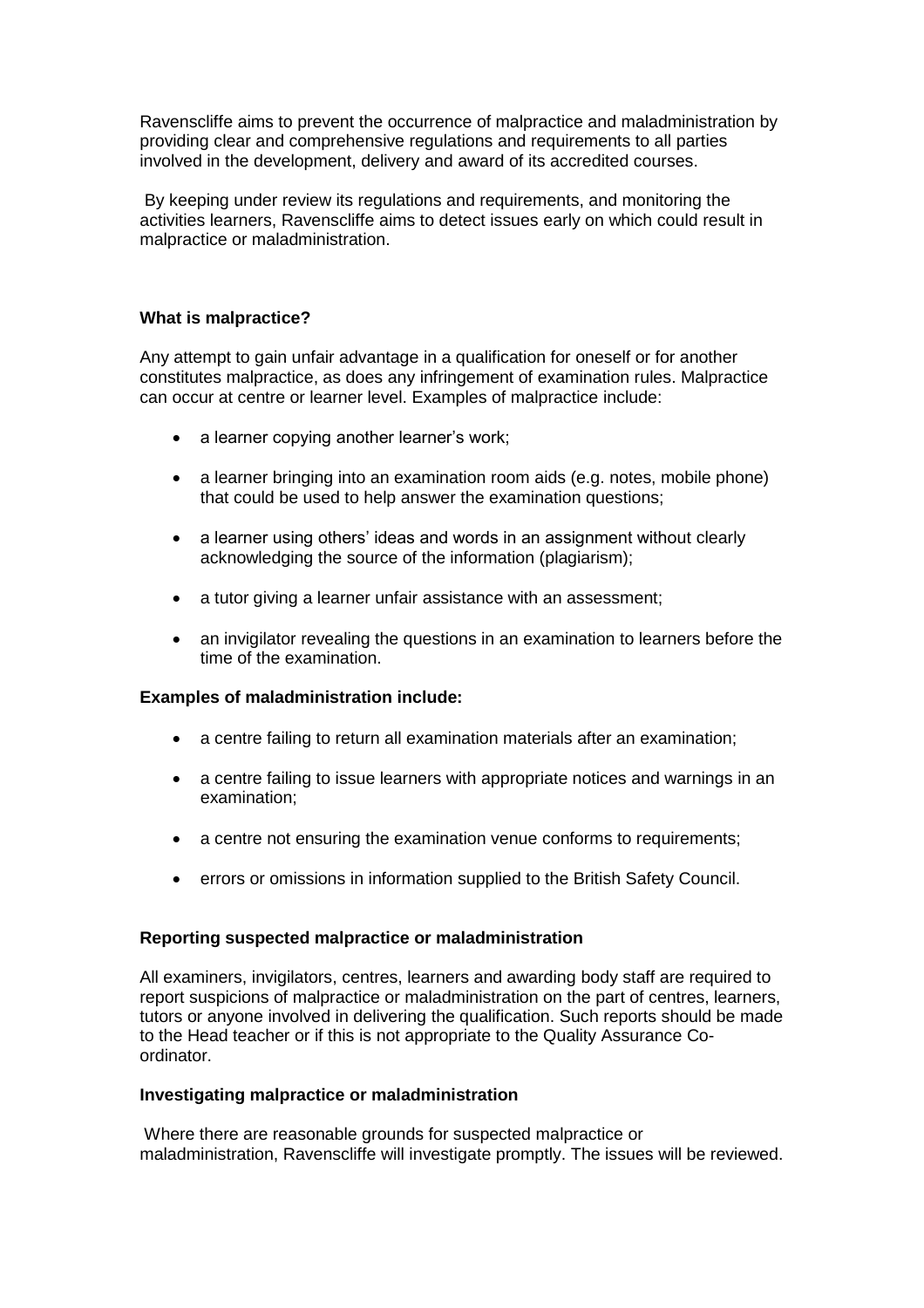Ravenscliffe aims to prevent the occurrence of malpractice and maladministration by providing clear and comprehensive regulations and requirements to all parties involved in the development, delivery and award of its accredited courses.

By keeping under review its regulations and requirements, and monitoring the activities learners, Ravenscliffe aims to detect issues early on which could result in malpractice or maladministration.

**What is malpractice?**

Any attempt to gain unfair advantage in a qualification for oneself or for another constitutes malpractice, as does any infringement of examination rules. Malpractice can occur at centre or learner level. Examples of malpractice include:

- a learner copying another learner's work;
- a learner bringing into an examination room aids (e.g. notes, mobile phone) that could be used to help answer the examination questions;
- a learner using others' ideas and words in an assignment without clearly acknowledging the source of the information (plagiarism);
- a tutor giving a learner unfair assistance with an assessment;
- an invigilator revealing the questions in an examination to learners before the time of the examination.

**Examples of maladministration include:**

- a centre failing to return all examination materials after an examination;
- a centre failing to issue learners with appropriate notices and warnings in an examination;
- a centre not ensuring the examination venue conforms to requirements;
- errors or omissions in information supplied to the British Safety Council.

**Reporting suspected malpractice or maladministration**

All examiners, invigilators, centres, learners and awarding body staff are required to report suspicions of malpractice or maladministration on the part of centres, learners, tutors or anyone involved in delivering the qualification. Such reports should be made to the Head teacher or if this is not appropriate to the Quality Assurance Co-ordinator.

**Investigating malpractice or maladministration**

Where there are reasonable grounds for suspected malpractice or maladministration, Ravenscliffe will investigate promptly. The issues will be reviewed.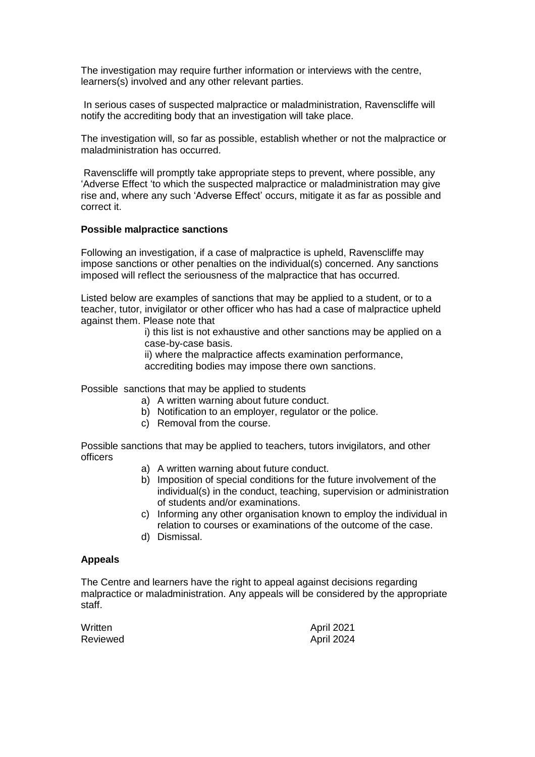The investigation may require further information or interviews with the centre, learners(s) involved and any other relevant parties.

In serious cases of suspected malpractice or maladministration, Ravenscliffe will notify the accrediting body that an investigation will take place.

The investigation will, so far as possible, establish whether or not the malpractice or maladministration has occurred.

Ravenscliffe will promptly take appropriate steps to prevent, where possible, any 'Adverse Effect 'to which the suspected malpractice or maladministration may give rise and, where any such 'Adverse Effect' occurs, mitigate it as far as possible and correct it.

**Possible malpractice sanctions**

Following an investigation, if a case of malpractice is upheld, Ravenscliffe may impose sanctions or other penalties on the individual(s) concerned. Any sanctions imposed will reflect the seriousness of the malpractice that has occurred.

Listed below are examples of sanctions that may be applied to a student, or to a teacher, tutor, invigilator or other officer who has had a case of malpractice upheld against them. Please note that

i) this list is not exhaustive and other sanctions may be applied on a case-by-case basis.

ii) where the malpractice affects examination performance, accrediting bodies may impose there own sanctions.

Possible sanctions that may be applied to students

a) A written warning about future conduct.
b) Notification to an employer, regulator or the police.
c) Removal from the course.

Possible sanctions that may be applied to teachers, tutors invigilators, and other officers

a) A written warning about future conduct.
b) Imposition of special conditions for the future involvement of the individual(s) in the conduct, teaching, supervision or administration of students and/or examinations.
c) Informing any other organisation known to employ the individual in relation to courses or examinations of the outcome of the case.
d) Dismissal.

**Appeals**

The Centre and learners have the right to appeal against decisions regarding malpractice or maladministration. Any appeals will be considered by the appropriate staff.

Written April 2021
Reviewed April 2024